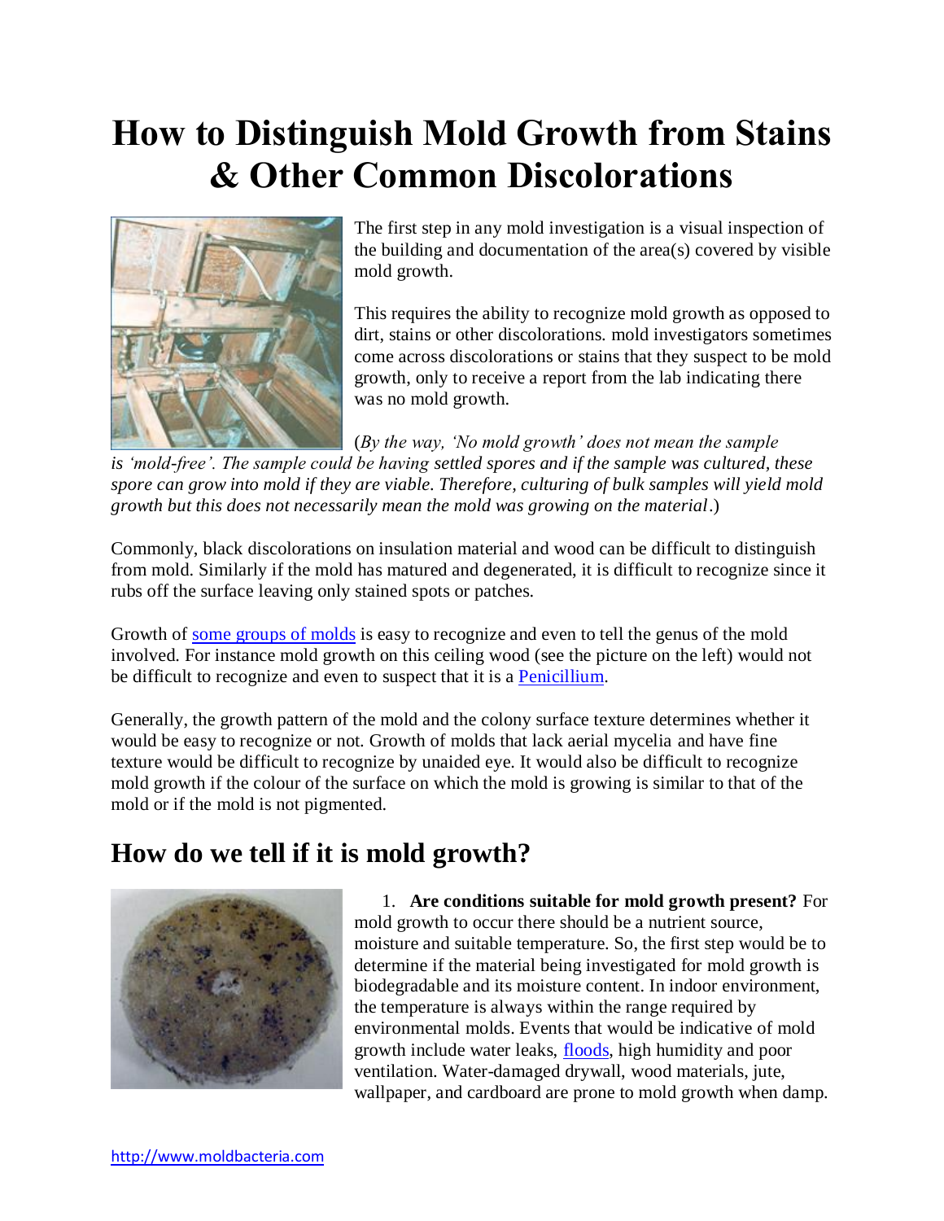# How to Distinguish Mold Growth from Stains & Other Common Discolorations

The first step in any mold investigation is a visual inspection of the building and documentation of the area(s) covered by visible mold growth.

This requires the ability to recognize mold growth as opposed to dirt, stains or other discolorations. mold investigators sometimes come across discolorations or stains that they suspect to be mold growth, only to receive a report from the lab indicating there was no mold growth.

(*By the way, 'No mold growth' does not mean the sample is 'mold-free'. The sample could be having settled spores and if the sample was cultured, these spore can grow into mold if they are viable. Therefore, culturing of bulk samples will yield mold growth but this does not necessarily mean the mold was growing on the material*.)

Commonly, black discolorations on insulation material and wood can be difficult to distinguish from mold. Similarly if the mold has matured and degenerated, it is difficult to recognize since it rubs off the surface leaving only stained spots or patches.

Growth of [some groups of molds](http://www.moldbacteria.com) is easy to recognize and even to tell the genus of the mold involved. For instance mold growth on this ceiling wood (see the picture on the left) would not be difficult to recognize and even to suspect that it is a [Penicillium](http://www.moldbacteria.com).

Generally, the growth pattern of the mold and the colony surface texture determines whether it would be easy to recognize or not. Growth of molds that lack aerial mycelia and have fine texture would be difficult to recognize by unaided eye. It would also be difficult to recognize mold growth if the colour of the surface on which the mold is growing is similar to that of the mold or if the mold is not pigmented.

## How do we tell if it is mold growth?

1. **Are conditions suitable for mold growth present?** For mold growth to occur there should be a nutrient source, moisture and suitable temperature. So, the first step would be to determine if the material being investigated for mold growth is biodegradable and its moisture content. In indoor environment, the temperature is always within the range required by environmental molds. Events that would be indicative of mold growth include water leaks, [floods](http://www.moldbacteria.com), high humidity and poor ventilation. Water-damaged drywall, wood materials, jute, wallpaper, and cardboard are prone to mold growth when damp.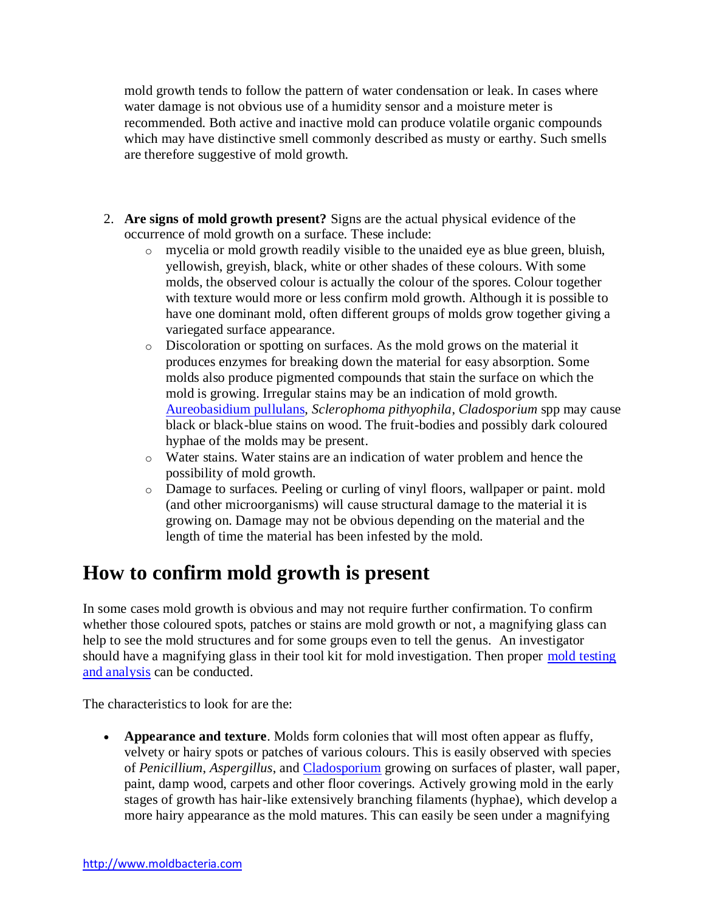mold growth tends to follow the pattern of water condensation or leak. In cases where water damage is not obvious use of a humidity sensor and a moisture meter is recommended. Both active and inactive mold can produce volatile organic compounds which may have distinctive smell commonly described as musty or earthy. Such smells are therefore suggestive of mold growth.

2. **Are signs of mold growth present?** Signs are the actual physical evidence of the occurrence of mold growth on a surface. These include:
   - mycelia or mold growth readily visible to the unaided eye as blue green, bluish, yellowish, greyish, black, white or other shades of these colours. With some molds, the observed colour is actually the colour of the spores. Colour together with texture would more or less confirm mold growth. Although it is possible to have one dominant mold, often different groups of molds grow together giving a variegated surface appearance.
   - Discoloration or spotting on surfaces. As the mold grows on the material it produces enzymes for breaking down the material for easy absorption. Some molds also produce pigmented compounds that stain the surface on which the mold is growing. Irregular stains may be an indication of mold growth. Aureobasidium pullulans, *Sclerophoma pithyophila*, *Cladosporium* spp may cause black or black-blue stains on wood. The fruit-bodies and possibly dark coloured hyphae of the molds may be present.
   - Water stains. Water stains are an indication of water problem and hence the possibility of mold growth.
   - Damage to surfaces. Peeling or curling of vinyl floors, wallpaper or paint. mold (and other microorganisms) will cause structural damage to the material it is growing on. Damage may not be obvious depending on the material and the length of time the material has been infested by the mold.

# How to confirm mold growth is present

In some cases mold growth is obvious and may not require further confirmation. To confirm whether those coloured spots, patches or stains are mold growth or not, a magnifying glass can help to see the mold structures and for some groups even to tell the genus. An investigator should have a magnifying glass in their tool kit for mold investigation. Then proper mold testing and analysis can be conducted.

The characteristics to look for are the:

- **Appearance and texture**. Molds form colonies that will most often appear as fluffy, velvety or hairy spots or patches of various colours. This is easily observed with species of *Penicillium*, *Aspergillus*, and Cladosporium growing on surfaces of plaster, wall paper, paint, damp wood, carpets and other floor coverings. Actively growing mold in the early stages of growth has hair-like extensively branching filaments (hyphae), which develop a more hairy appearance as the mold matures. This can easily be seen under a magnifying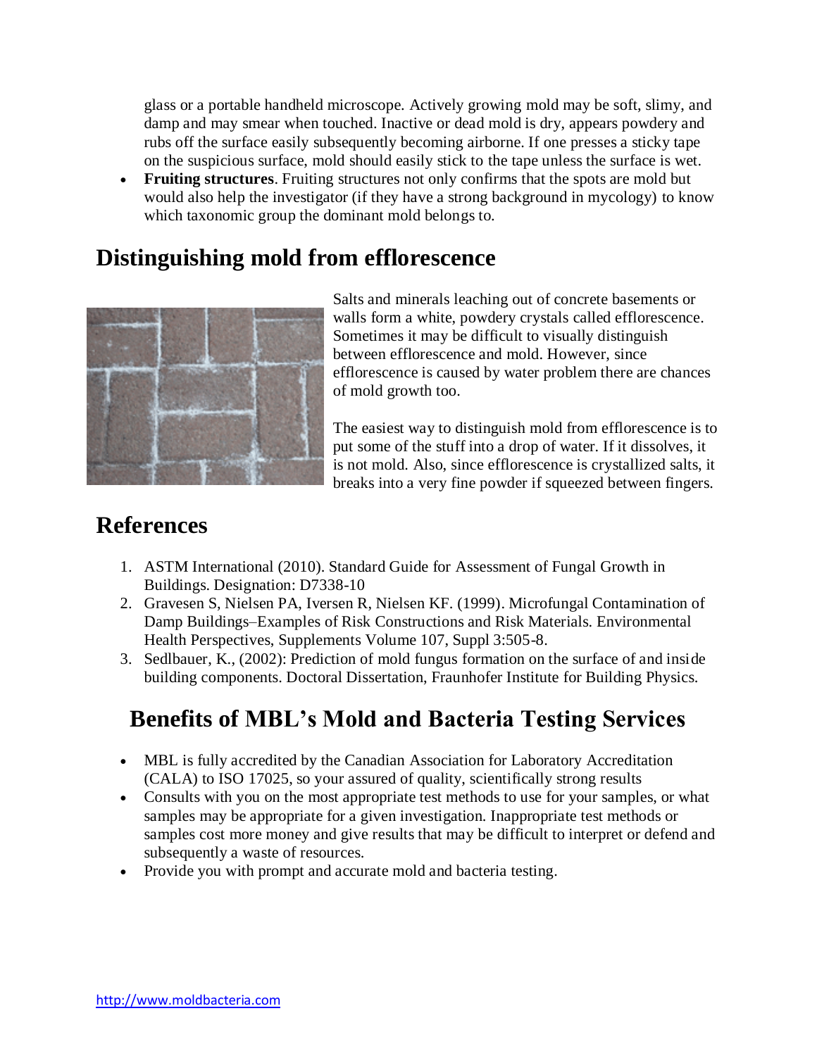glass or a portable handheld microscope. Actively growing mold may be soft, slimy, and damp and may smear when touched. Inactive or dead mold is dry, appears powdery and rubs off the surface easily subsequently becoming airborne. If one presses a sticky tape on the suspicious surface, mold should easily stick to the tape unless the surface is wet.

- **Fruiting structures**. Fruiting structures not only confirms that the spots are mold but would also help the investigator (if they have a strong background in mycology) to know which taxonomic group the dominant mold belongs to.

## Distinguishing mold from efflorescence

Salts and minerals leaching out of concrete basements or walls form a white, powdery crystals called efflorescence. Sometimes it may be difficult to visually distinguish between efflorescence and mold. However, since efflorescence is caused by water problem there are chances of mold growth too.

The easiest way to distinguish mold from efflorescence is to put some of the stuff into a drop of water. If it dissolves, it is not mold. Also, since efflorescence is crystallized salts, it breaks into a very fine powder if squeezed between fingers.

## References

1. ASTM International (2010). Standard Guide for Assessment of Fungal Growth in Buildings. Designation: D7338-10
2. Gravesen S, Nielsen PA, Iversen R, Nielsen KF. (1999). Microfungal Contamination of Damp Buildings–Examples of Risk Constructions and Risk Materials. Environmental Health Perspectives, Supplements Volume 107, Suppl 3:505-8.
3. Sedlbauer, K., (2002): Prediction of mold fungus formation on the surface of and inside building components. Doctoral Dissertation, Fraunhofer Institute for Building Physics.

## Benefits of MBL's Mold and Bacteria Testing Services

- MBL is fully accredited by the Canadian Association for Laboratory Accreditation (CALA) to ISO 17025, so your assured of quality, scientifically strong results
- Consults with you on the most appropriate test methods to use for your samples, or what samples may be appropriate for a given investigation. Inappropriate test methods or samples cost more money and give results that may be difficult to interpret or defend and subsequently a waste of resources.
- Provide you with prompt and accurate mold and bacteria testing.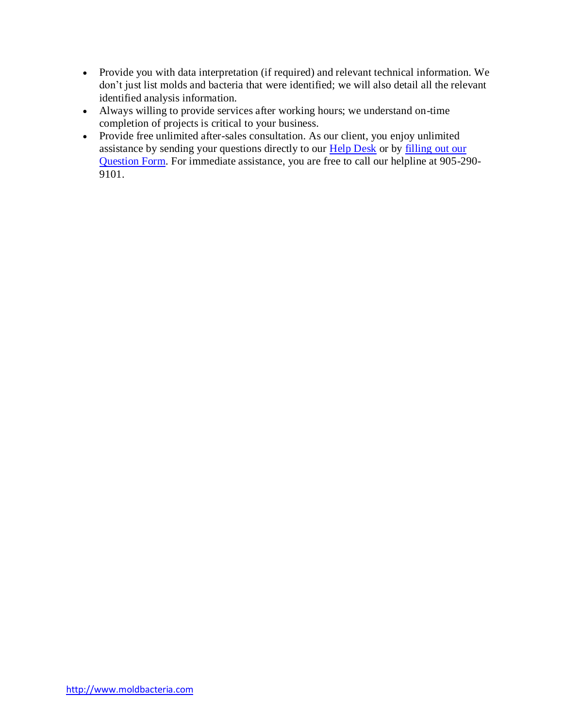- Provide you with data interpretation (if required) and relevant technical information. We don't just list molds and bacteria that were identified; we will also detail all the relevant identified analysis information.
- Always willing to provide services after working hours; we understand on-time completion of projects is critical to your business.
- Provide free unlimited after-sales consultation. As our client, you enjoy unlimited assistance by sending your questions directly to our Help Desk or by filling out our Question Form. For immediate assistance, you are free to call our helpline at 905-290-9101.

http://www.moldbacteria.com